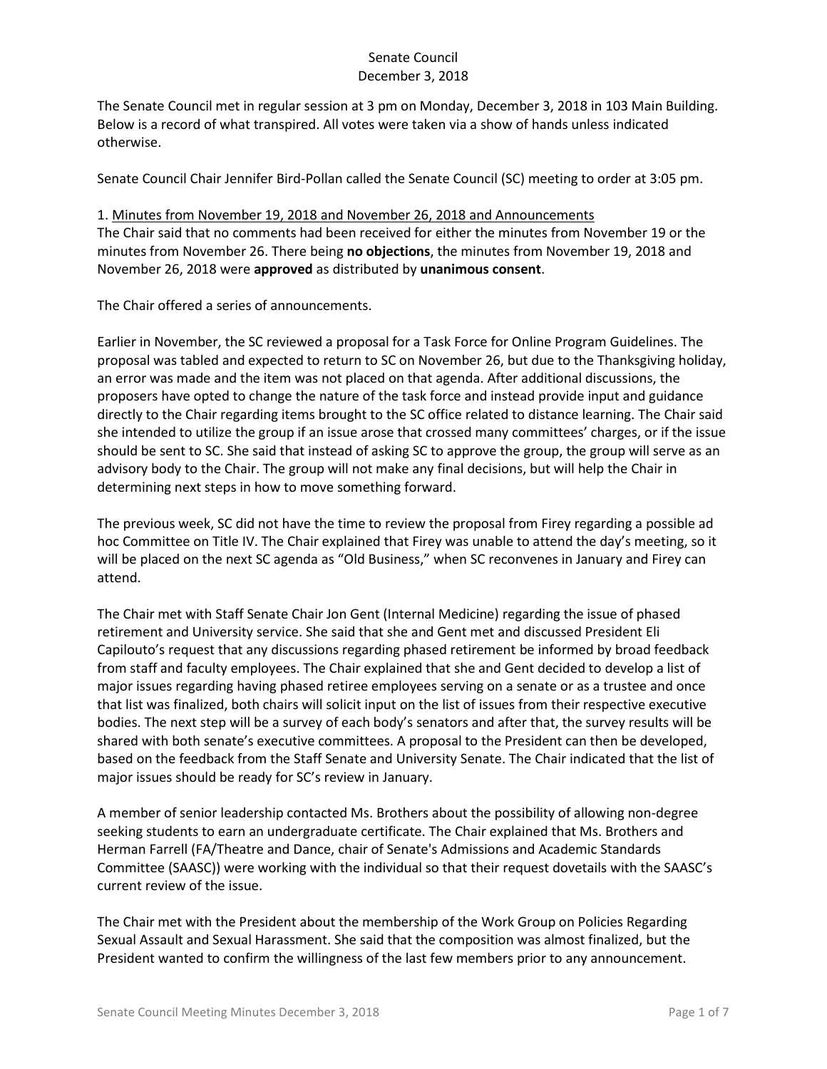# Senate Council
## December 3, 2018

The Senate Council met in regular session at 3 pm on Monday, December 3, 2018 in 103 Main Building. Below is a record of what transpired. All votes were taken via a show of hands unless indicated otherwise.

Senate Council Chair Jennifer Bird-Pollan called the Senate Council (SC) meeting to order at 3:05 pm.

1. Minutes from November 19, 2018 and November 26, 2018 and Announcements

The Chair said that no comments had been received for either the minutes from November 19 or the minutes from November 26. There being **no objections**, the minutes from November 19, 2018 and November 26, 2018 were **approved** as distributed by **unanimous consent**.

The Chair offered a series of announcements.

Earlier in November, the SC reviewed a proposal for a Task Force for Online Program Guidelines. The proposal was tabled and expected to return to SC on November 26, but due to the Thanksgiving holiday, an error was made and the item was not placed on that agenda. After additional discussions, the proposers have opted to change the nature of the task force and instead provide input and guidance directly to the Chair regarding items brought to the SC office related to distance learning. The Chair said she intended to utilize the group if an issue arose that crossed many committees' charges, or if the issue should be sent to SC. She said that instead of asking SC to approve the group, the group will serve as an advisory body to the Chair. The group will not make any final decisions, but will help the Chair in determining next steps in how to move something forward.

The previous week, SC did not have the time to review the proposal from Firey regarding a possible ad hoc Committee on Title IV. The Chair explained that Firey was unable to attend the day's meeting, so it will be placed on the next SC agenda as "Old Business," when SC reconvenes in January and Firey can attend.

The Chair met with Staff Senate Chair Jon Gent (Internal Medicine) regarding the issue of phased retirement and University service. She said that she and Gent met and discussed President Eli Capilouto's request that any discussions regarding phased retirement be informed by broad feedback from staff and faculty employees. The Chair explained that she and Gent decided to develop a list of major issues regarding having phased retiree employees serving on a senate or as a trustee and once that list was finalized, both chairs will solicit input on the list of issues from their respective executive bodies. The next step will be a survey of each body's senators and after that, the survey results will be shared with both senate's executive committees. A proposal to the President can then be developed, based on the feedback from the Staff Senate and University Senate. The Chair indicated that the list of major issues should be ready for SC's review in January.

A member of senior leadership contacted Ms. Brothers about the possibility of allowing non-degree seeking students to earn an undergraduate certificate. The Chair explained that Ms. Brothers and Herman Farrell (FA/Theatre and Dance, chair of Senate's Admissions and Academic Standards Committee (SAASC)) were working with the individual so that their request dovetails with the SAASC's current review of the issue.

The Chair met with the President about the membership of the Work Group on Policies Regarding Sexual Assault and Sexual Harassment. She said that the composition was almost finalized, but the President wanted to confirm the willingness of the last few members prior to any announcement.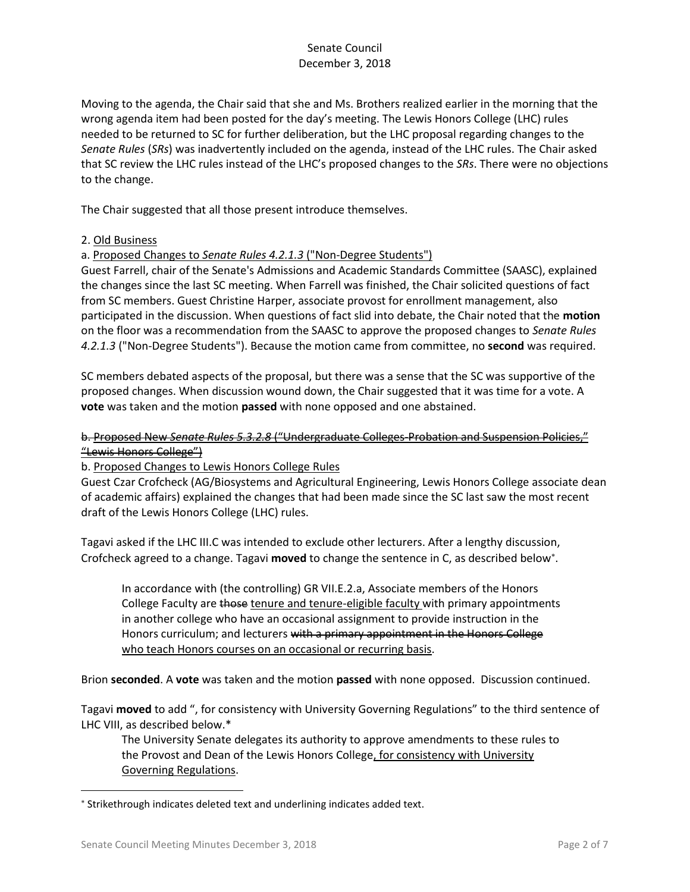Moving to the agenda, the Chair said that she and Ms. Brothers realized earlier in the morning that the wrong agenda item had been posted for the day's meeting. The Lewis Honors College (LHC) rules needed to be returned to SC for further deliberation, but the LHC proposal regarding changes to the *Senate Rules* (*SRs*) was inadvertently included on the agenda, instead of the LHC rules. The Chair asked that SC review the LHC rules instead of the LHC's proposed changes to the *SRs*. There were no objections to the change.

The Chair suggested that all those present introduce themselves.

2. <u>Old Business</u>

a. <u>Proposed Changes to *Senate Rules 4.2.1.3* ("Non-Degree Students")</u>

Guest Farrell, chair of the Senate's Admissions and Academic Standards Committee (SAASC), explained the changes since the last SC meeting. When Farrell was finished, the Chair solicited questions of fact from SC members. Guest Christine Harper, associate provost for enrollment management, also participated in the discussion. When questions of fact slid into debate, the Chair noted that the **motion** on the floor was a recommendation from the SAASC to approve the proposed changes to *Senate Rules 4.2.1.3* ("Non-Degree Students"). Because the motion came from committee, no **second** was required.

SC members debated aspects of the proposal, but there was a sense that the SC was supportive of the proposed changes. When discussion wound down, the Chair suggested that it was time for a vote. A **vote** was taken and the motion **passed** with none opposed and one abstained.

~~b. Proposed New *Senate Rules 5.3.2.8* ("Undergraduate Colleges-Probation and Suspension Policies," "Lewis Honors College")~~

b. <u>Proposed Changes to Lewis Honors College Rules</u>

Guest Czar Crofcheck (AG/Biosystems and Agricultural Engineering, Lewis Honors College associate dean of academic affairs) explained the changes that had been made since the SC last saw the most recent draft of the Lewis Honors College (LHC) rules.

Tagavi asked if the LHC III.C was intended to exclude other lecturers. After a lengthy discussion, Crofcheck agreed to a change. Tagavi **moved** to change the sentence in C, as described below*.

> In accordance with (the controlling) GR VII.E.2.a, Associate members of the Honors College Faculty are ~~those~~ <u>tenure and tenure-eligible faculty</u> with primary appointments in another college who have an occasional assignment to provide instruction in the Honors curriculum; and lecturers ~~with a primary appointment in the Honors College~~ <u>who teach Honors courses on an occasional or recurring basis</u>.

Brion **seconded**. A **vote** was taken and the motion **passed** with none opposed. Discussion continued.

Tagavi **moved** to add ", for consistency with University Governing Regulations" to the third sentence of LHC VIII, as described below.*

> The University Senate delegates its authority to approve amendments to these rules to the Provost and Dean of the Lewis Honors College<u>, for consistency with University Governing Regulations</u>.

---

* Strikethrough indicates deleted text and underlining indicates added text.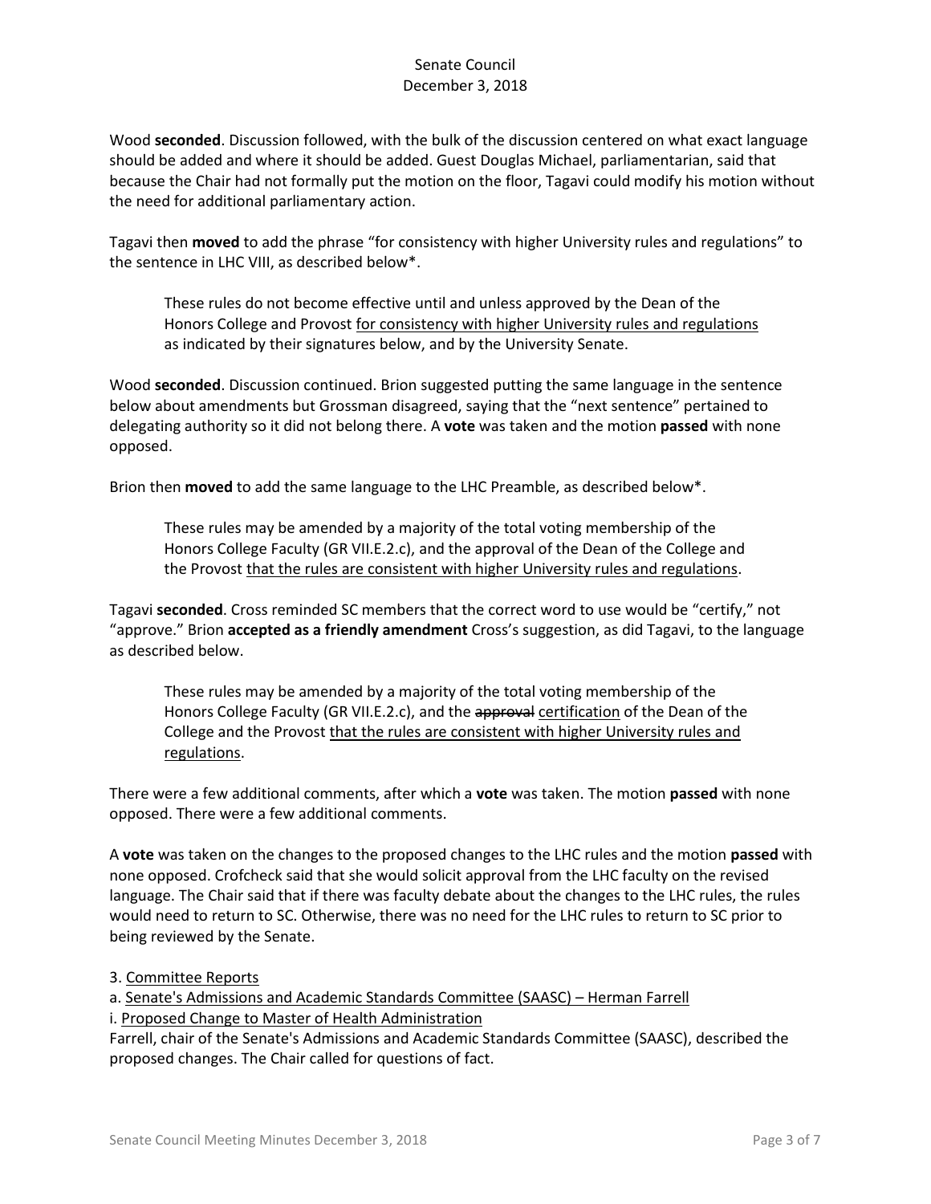Wood **seconded**. Discussion followed, with the bulk of the discussion centered on what exact language should be added and where it should be added. Guest Douglas Michael, parliamentarian, said that because the Chair had not formally put the motion on the floor, Tagavi could modify his motion without the need for additional parliamentary action.

Tagavi then **moved** to add the phrase "for consistency with higher University rules and regulations" to the sentence in LHC VIII, as described below*.

> These rules do not become effective until and unless approved by the Dean of the Honors College and Provost <u>for consistency with higher University rules and regulations</u> as indicated by their signatures below, and by the University Senate.

Wood **seconded**. Discussion continued. Brion suggested putting the same language in the sentence below about amendments but Grossman disagreed, saying that the "next sentence" pertained to delegating authority so it did not belong there. A **vote** was taken and the motion **passed** with none opposed.

Brion then **moved** to add the same language to the LHC Preamble, as described below*.

> These rules may be amended by a majority of the total voting membership of the Honors College Faculty (GR VII.E.2.c), and the approval of the Dean of the College and the Provost <u>that the rules are consistent with higher University rules and regulations</u>.

Tagavi **seconded**. Cross reminded SC members that the correct word to use would be "certify," not "approve." Brion **accepted as a friendly amendment** Cross's suggestion, as did Tagavi, to the language as described below.

> These rules may be amended by a majority of the total voting membership of the Honors College Faculty (GR VII.E.2.c), and the ~~approval~~ <u>certification</u> of the Dean of the College and the Provost <u>that the rules are consistent with higher University rules and regulations</u>.

There were a few additional comments, after which a **vote** was taken. The motion **passed** with none opposed. There were a few additional comments.

A **vote** was taken on the changes to the proposed changes to the LHC rules and the motion **passed** with none opposed. Crofcheck said that she would solicit approval from the LHC faculty on the revised language. The Chair said that if there was faculty debate about the changes to the LHC rules, the rules would need to return to SC. Otherwise, there was no need for the LHC rules to return to SC prior to being reviewed by the Senate.

3. <u>Committee Reports</u>

a. <u>Senate's Admissions and Academic Standards Committee (SAASC) – Herman Farrell</u>

i. <u>Proposed Change to Master of Health Administration</u>

Farrell, chair of the Senate's Admissions and Academic Standards Committee (SAASC), described the proposed changes. The Chair called for questions of fact.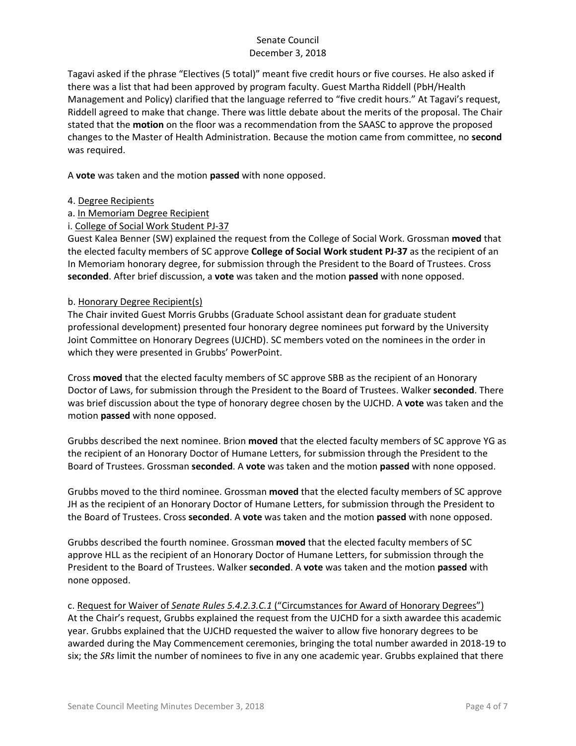Tagavi asked if the phrase "Electives (5 total)" meant five credit hours or five courses. He also asked if there was a list that had been approved by program faculty. Guest Martha Riddell (PbH/Health Management and Policy) clarified that the language referred to "five credit hours." At Tagavi's request, Riddell agreed to make that change. There was little debate about the merits of the proposal. The Chair stated that the **motion** on the floor was a recommendation from the SAASC to approve the proposed changes to the Master of Health Administration. Because the motion came from committee, no **second** was required.

A **vote** was taken and the motion **passed** with none opposed.

4. Degree Recipients

a. In Memoriam Degree Recipient

i. College of Social Work Student PJ-37

Guest Kalea Benner (SW) explained the request from the College of Social Work. Grossman **moved** that the elected faculty members of SC approve **College of Social Work student PJ-37** as the recipient of an In Memoriam honorary degree, for submission through the President to the Board of Trustees. Cross **seconded**. After brief discussion, a **vote** was taken and the motion **passed** with none opposed.

b. Honorary Degree Recipient(s)

The Chair invited Guest Morris Grubbs (Graduate School assistant dean for graduate student professional development) presented four honorary degree nominees put forward by the University Joint Committee on Honorary Degrees (UJCHD). SC members voted on the nominees in the order in which they were presented in Grubbs' PowerPoint.

Cross **moved** that the elected faculty members of SC approve SBB as the recipient of an Honorary Doctor of Laws, for submission through the President to the Board of Trustees. Walker **seconded**. There was brief discussion about the type of honorary degree chosen by the UJCHD. A **vote** was taken and the motion **passed** with none opposed.

Grubbs described the next nominee. Brion **moved** that the elected faculty members of SC approve YG as the recipient of an Honorary Doctor of Humane Letters, for submission through the President to the Board of Trustees. Grossman **seconded**. A **vote** was taken and the motion **passed** with none opposed.

Grubbs moved to the third nominee. Grossman **moved** that the elected faculty members of SC approve JH as the recipient of an Honorary Doctor of Humane Letters, for submission through the President to the Board of Trustees. Cross **seconded**. A **vote** was taken and the motion **passed** with none opposed.

Grubbs described the fourth nominee. Grossman **moved** that the elected faculty members of SC approve HLL as the recipient of an Honorary Doctor of Humane Letters, for submission through the President to the Board of Trustees. Walker **seconded**. A **vote** was taken and the motion **passed** with none opposed.

c. Request for Waiver of *Senate Rules 5.4.2.3.C.1* ("Circumstances for Award of Honorary Degrees")

At the Chair's request, Grubbs explained the request from the UJCHD for a sixth awardee this academic year. Grubbs explained that the UJCHD requested the waiver to allow five honorary degrees to be awarded during the May Commencement ceremonies, bringing the total number awarded in 2018-19 to six; the *SRs* limit the number of nominees to five in any one academic year. Grubbs explained that there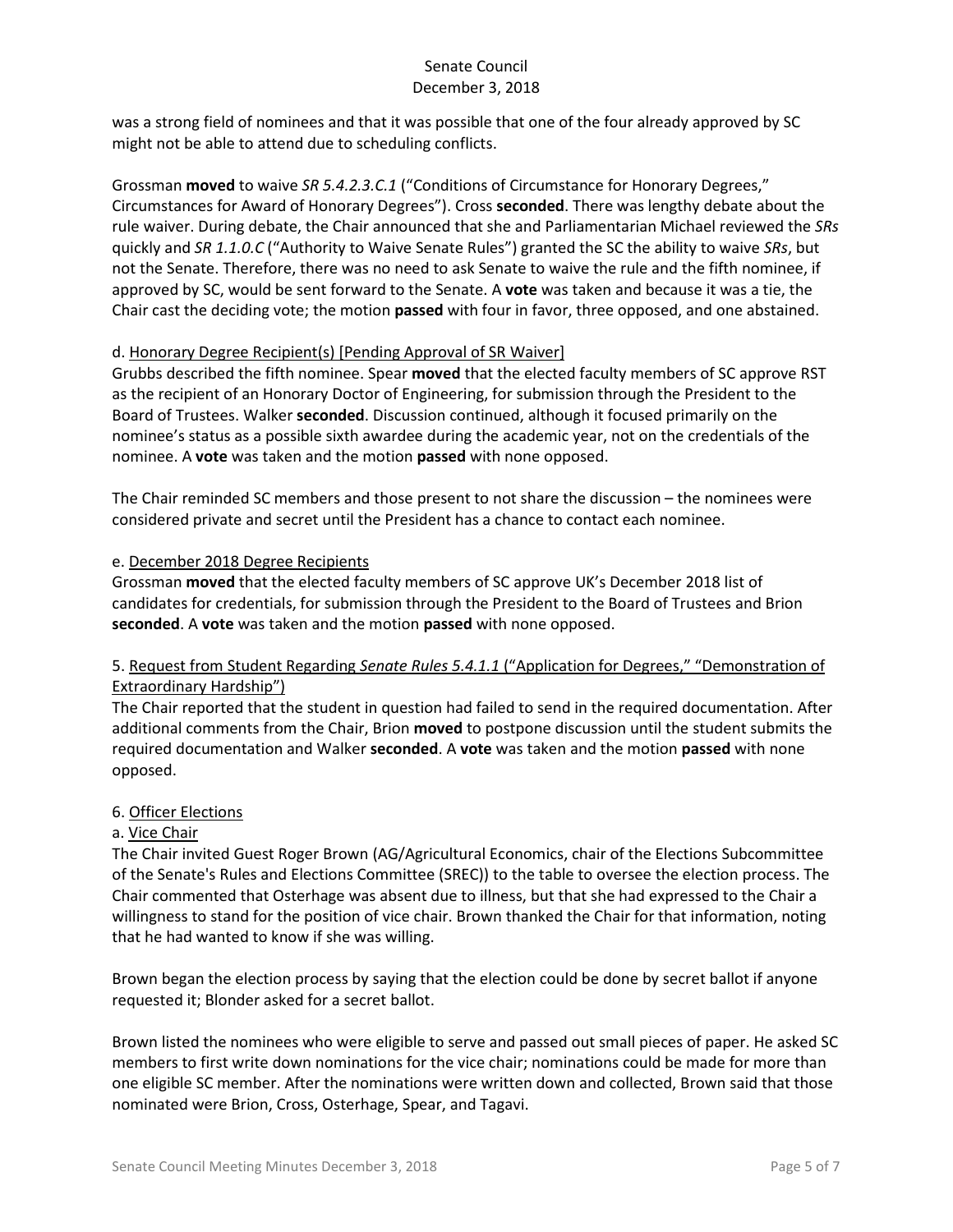was a strong field of nominees and that it was possible that one of the four already approved by SC might not be able to attend due to scheduling conflicts.

Grossman **moved** to waive *SR 5.4.2.3.C.1* ("Conditions of Circumstance for Honorary Degrees," Circumstances for Award of Honorary Degrees"). Cross **seconded**. There was lengthy debate about the rule waiver. During debate, the Chair announced that she and Parliamentarian Michael reviewed the *SRs* quickly and *SR 1.1.0.C* ("Authority to Waive Senate Rules") granted the SC the ability to waive *SRs*, but not the Senate. Therefore, there was no need to ask Senate to waive the rule and the fifth nominee, if approved by SC, would be sent forward to the Senate. A **vote** was taken and because it was a tie, the Chair cast the deciding vote; the motion **passed** with four in favor, three opposed, and one abstained.

d. Honorary Degree Recipient(s) [Pending Approval of SR Waiver]

Grubbs described the fifth nominee. Spear **moved** that the elected faculty members of SC approve RST as the recipient of an Honorary Doctor of Engineering, for submission through the President to the Board of Trustees. Walker **seconded**. Discussion continued, although it focused primarily on the nominee's status as a possible sixth awardee during the academic year, not on the credentials of the nominee. A **vote** was taken and the motion **passed** with none opposed.

The Chair reminded SC members and those present to not share the discussion – the nominees were considered private and secret until the President has a chance to contact each nominee.

e. December 2018 Degree Recipients

Grossman **moved** that the elected faculty members of SC approve UK's December 2018 list of candidates for credentials, for submission through the President to the Board of Trustees and Brion **seconded**. A **vote** was taken and the motion **passed** with none opposed.

5. Request from Student Regarding *Senate Rules 5.4.1.1* ("Application for Degrees," "Demonstration of Extraordinary Hardship")

The Chair reported that the student in question had failed to send in the required documentation. After additional comments from the Chair, Brion **moved** to postpone discussion until the student submits the required documentation and Walker **seconded**. A **vote** was taken and the motion **passed** with none opposed.

6. Officer Elections

a. Vice Chair

The Chair invited Guest Roger Brown (AG/Agricultural Economics, chair of the Elections Subcommittee of the Senate's Rules and Elections Committee (SREC)) to the table to oversee the election process. The Chair commented that Osterhage was absent due to illness, but that she had expressed to the Chair a willingness to stand for the position of vice chair. Brown thanked the Chair for that information, noting that he had wanted to know if she was willing.

Brown began the election process by saying that the election could be done by secret ballot if anyone requested it; Blonder asked for a secret ballot.

Brown listed the nominees who were eligible to serve and passed out small pieces of paper. He asked SC members to first write down nominations for the vice chair; nominations could be made for more than one eligible SC member. After the nominations were written down and collected, Brown said that those nominated were Brion, Cross, Osterhage, Spear, and Tagavi.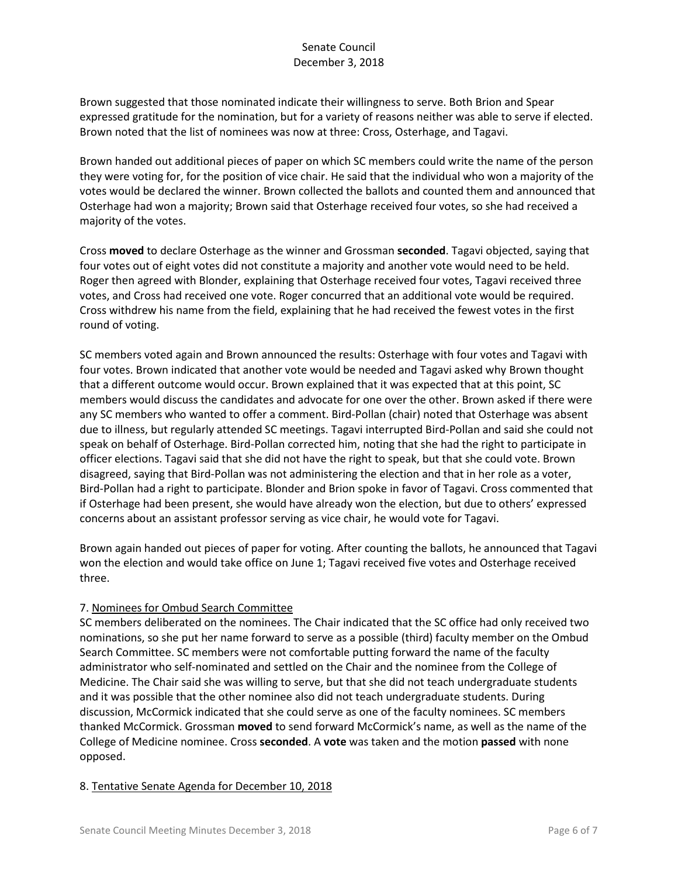Brown suggested that those nominated indicate their willingness to serve. Both Brion and Spear expressed gratitude for the nomination, but for a variety of reasons neither was able to serve if elected. Brown noted that the list of nominees was now at three: Cross, Osterhage, and Tagavi.

Brown handed out additional pieces of paper on which SC members could write the name of the person they were voting for, for the position of vice chair. He said that the individual who won a majority of the votes would be declared the winner. Brown collected the ballots and counted them and announced that Osterhage had won a majority; Brown said that Osterhage received four votes, so she had received a majority of the votes.

Cross **moved** to declare Osterhage as the winner and Grossman **seconded**. Tagavi objected, saying that four votes out of eight votes did not constitute a majority and another vote would need to be held. Roger then agreed with Blonder, explaining that Osterhage received four votes, Tagavi received three votes, and Cross had received one vote. Roger concurred that an additional vote would be required. Cross withdrew his name from the field, explaining that he had received the fewest votes in the first round of voting.

SC members voted again and Brown announced the results: Osterhage with four votes and Tagavi with four votes. Brown indicated that another vote would be needed and Tagavi asked why Brown thought that a different outcome would occur. Brown explained that it was expected that at this point, SC members would discuss the candidates and advocate for one over the other. Brown asked if there were any SC members who wanted to offer a comment. Bird-Pollan (chair) noted that Osterhage was absent due to illness, but regularly attended SC meetings. Tagavi interrupted Bird-Pollan and said she could not speak on behalf of Osterhage. Bird-Pollan corrected him, noting that she had the right to participate in officer elections. Tagavi said that she did not have the right to speak, but that she could vote. Brown disagreed, saying that Bird-Pollan was not administering the election and that in her role as a voter, Bird-Pollan had a right to participate. Blonder and Brion spoke in favor of Tagavi. Cross commented that if Osterhage had been present, she would have already won the election, but due to others' expressed concerns about an assistant professor serving as vice chair, he would vote for Tagavi.

Brown again handed out pieces of paper for voting. After counting the ballots, he announced that Tagavi won the election and would take office on June 1; Tagavi received five votes and Osterhage received three.

7. Nominees for Ombud Search Committee

SC members deliberated on the nominees. The Chair indicated that the SC office had only received two nominations, so she put her name forward to serve as a possible (third) faculty member on the Ombud Search Committee. SC members were not comfortable putting forward the name of the faculty administrator who self-nominated and settled on the Chair and the nominee from the College of Medicine. The Chair said she was willing to serve, but that she did not teach undergraduate students and it was possible that the other nominee also did not teach undergraduate students. During discussion, McCormick indicated that she could serve as one of the faculty nominees. SC members thanked McCormick. Grossman **moved** to send forward McCormick's name, as well as the name of the College of Medicine nominee. Cross **seconded**. A **vote** was taken and the motion **passed** with none opposed.

8. Tentative Senate Agenda for December 10, 2018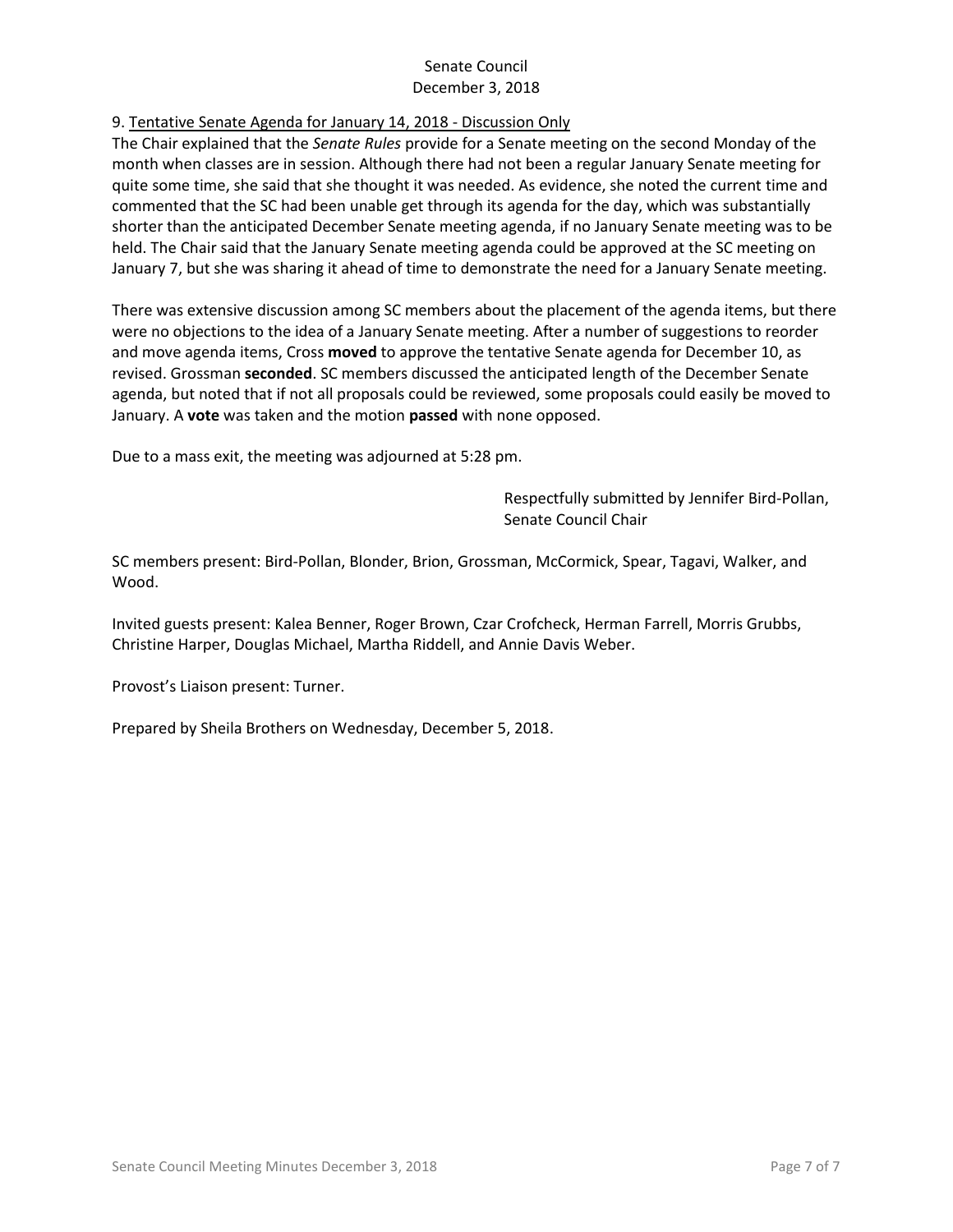9. Tentative Senate Agenda for January 14, 2018 - Discussion Only

The Chair explained that the *Senate Rules* provide for a Senate meeting on the second Monday of the month when classes are in session. Although there had not been a regular January Senate meeting for quite some time, she said that she thought it was needed. As evidence, she noted the current time and commented that the SC had been unable get through its agenda for the day, which was substantially shorter than the anticipated December Senate meeting agenda, if no January Senate meeting was to be held. The Chair said that the January Senate meeting agenda could be approved at the SC meeting on January 7, but she was sharing it ahead of time to demonstrate the need for a January Senate meeting.

There was extensive discussion among SC members about the placement of the agenda items, but there were no objections to the idea of a January Senate meeting. After a number of suggestions to reorder and move agenda items, Cross **moved** to approve the tentative Senate agenda for December 10, as revised. Grossman **seconded**. SC members discussed the anticipated length of the December Senate agenda, but noted that if not all proposals could be reviewed, some proposals could easily be moved to January. A **vote** was taken and the motion **passed** with none opposed.

Due to a mass exit, the meeting was adjourned at 5:28 pm.

Respectfully submitted by Jennifer Bird-Pollan,
Senate Council Chair

SC members present: Bird-Pollan, Blonder, Brion, Grossman, McCormick, Spear, Tagavi, Walker, and Wood.

Invited guests present: Kalea Benner, Roger Brown, Czar Crofcheck, Herman Farrell, Morris Grubbs, Christine Harper, Douglas Michael, Martha Riddell, and Annie Davis Weber.

Provost's Liaison present: Turner.

Prepared by Sheila Brothers on Wednesday, December 5, 2018.